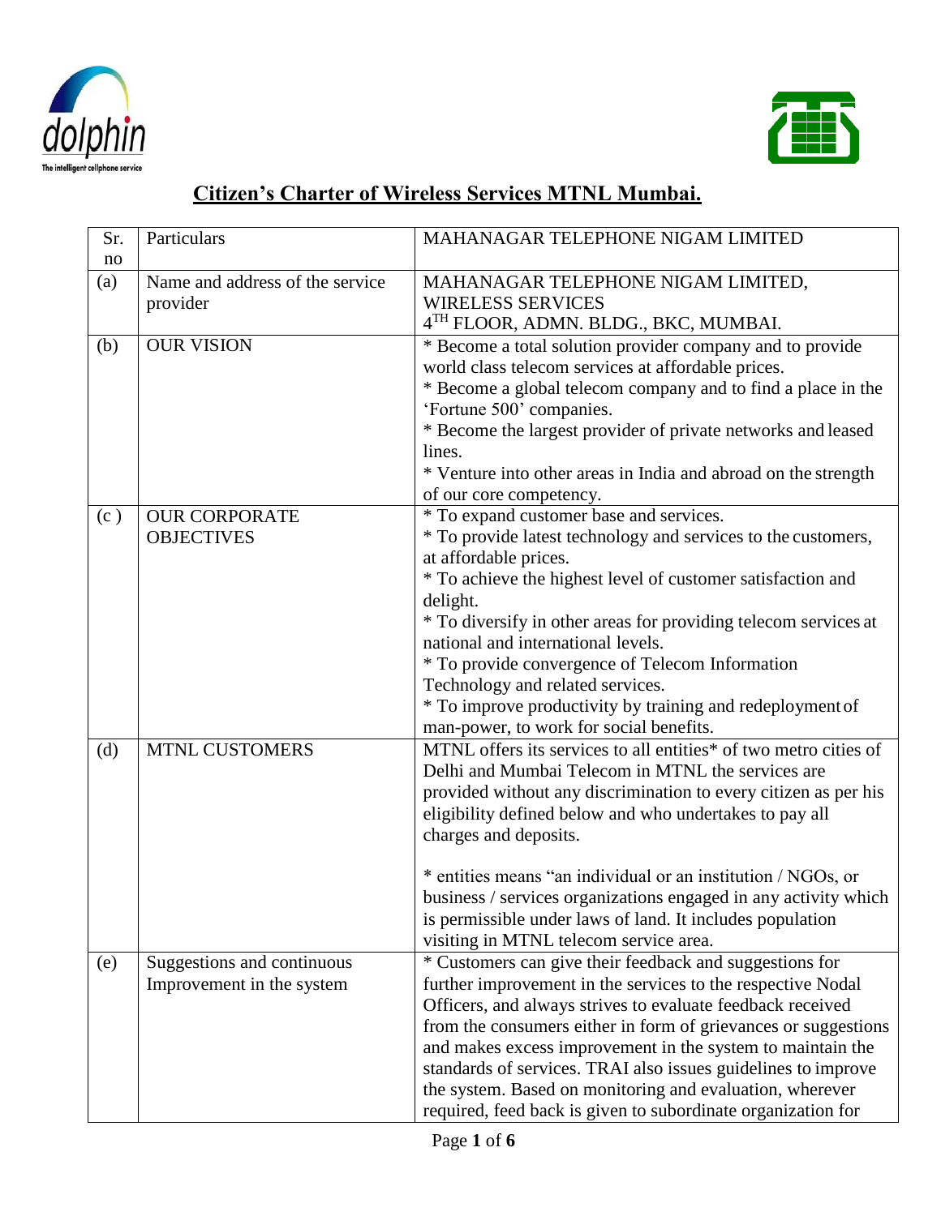# Citizen's Charter of Wireless Services MTNL Mumbai.

| Sr. no | Particulars | MAHANAGAR TELEPHONE NIGAM LIMITED |
|---|---|---|
| (a) | Name and address of the service provider | MAHANAGAR TELEPHONE NIGAM LIMITED, WIRELESS SERVICES 4TH FLOOR, ADMN. BLDG., BKC, MUMBAI. |
| (b) | OUR VISION | * Become a total solution provider company and to provide world class telecom services at affordable prices.<br>* Become a global telecom company and to find a place in the 'Fortune 500' companies.<br>* Become the largest provider of private networks and leased lines.<br>* Venture into other areas in India and abroad on the strength of our core competency. |
| (c ) | OUR CORPORATE OBJECTIVES | * To expand customer base and services.<br>* To provide latest technology and services to the customers, at affordable prices.<br>* To achieve the highest level of customer satisfaction and delight.<br>* To diversify in other areas for providing telecom services at national and international levels.<br>* To provide convergence of Telecom Information Technology and related services.<br>* To improve productivity by training and redeployment of man-power, to work for social benefits. |
| (d) | MTNL CUSTOMERS | MTNL offers its services to all entities* of two metro cities of Delhi and Mumbai Telecom in MTNL the services are provided without any discrimination to every citizen as per his eligibility defined below and who undertakes to pay all charges and deposits.<br><br>* entities means "an individual or an institution / NGOs, or business / services organizations engaged in any activity which is permissible under laws of land. It includes population visiting in MTNL telecom service area. |
| (e) | Suggestions and continuous Improvement in the system | * Customers can give their feedback and suggestions for further improvement in the services to the respective Nodal Officers, and always strives to evaluate feedback received from the consumers either in form of grievances or suggestions and makes excess improvement in the system to maintain the standards of services. TRAI also issues guidelines to improve the system. Based on monitoring and evaluation, wherever required, feed back is given to subordinate organization for |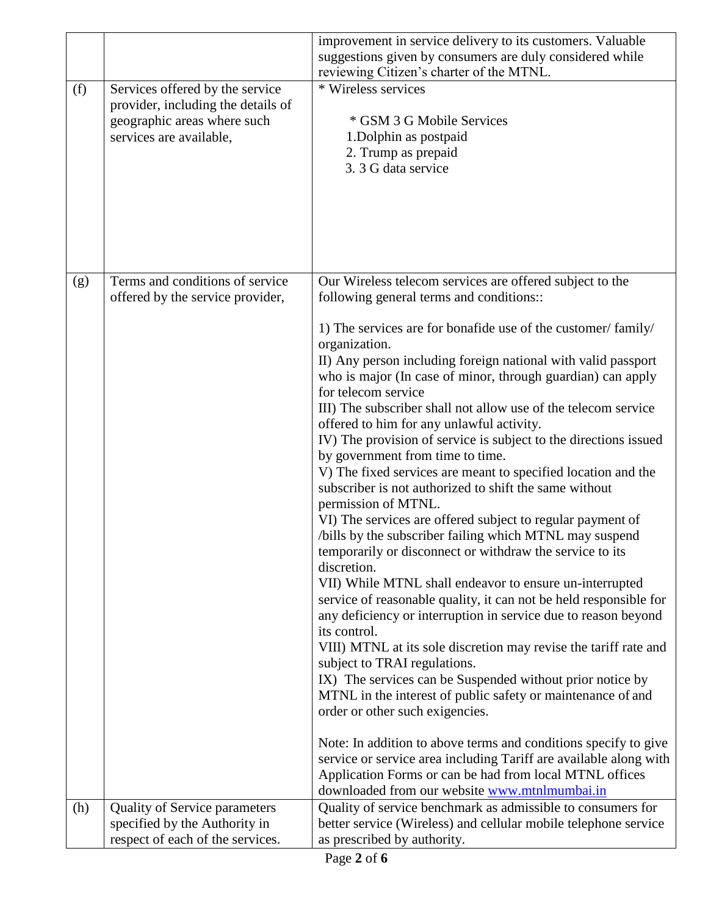|  |  | improvement in service delivery to its customers. Valuable suggestions given by consumers are duly considered while reviewing Citizen's charter of the MTNL. |
|---|---|---|
| (f) | Services offered by the service provider, including the details of geographic areas where such services are available, | * Wireless services<br><br>* GSM 3 G Mobile Services<br>1.Dolphin as postpaid<br>2. Trump as prepaid<br>3. 3 G data service |
| (g) | Terms and conditions of service offered by the service provider, | Our Wireless telecom services are offered subject to the following general terms and conditions::<br><br>1) The services are for bonafide use of the customer/ family/ organization.<br>II) Any person including foreign national with valid passport who is major (In case of minor, through guardian) can apply for telecom service<br>III) The subscriber shall not allow use of the telecom service offered to him for any unlawful activity.<br>IV) The provision of service is subject to the directions issued by government from time to time.<br>V) The fixed services are meant to specified location and the subscriber is not authorized to shift the same without permission of MTNL.<br>VI) The services are offered subject to regular payment of /bills by the subscriber failing which MTNL may suspend temporarily or disconnect or withdraw the service to its discretion.<br>VII) While MTNL shall endeavor to ensure un-interrupted service of reasonable quality, it can not be held responsible for any deficiency or interruption in service due to reason beyond its control.<br>VIII) MTNL at its sole discretion may revise the tariff rate and subject to TRAI regulations.<br>IX) The services can be Suspended without prior notice by MTNL in the interest of public safety or maintenance of and order or other such exigencies.<br><br>Note: In addition to above terms and conditions specify to give service or service area including Tariff are available along with Application Forms or can be had from local MTNL offices downloaded from our website [www.mtnlmumbai.in](http://www.mtnlmumbai.in) |
| (h) | Quality of Service parameters specified by the Authority in respect of each of the services. | Quality of service benchmark as admissible to consumers for better service (Wireless) and cellular mobile telephone service as prescribed by authority. |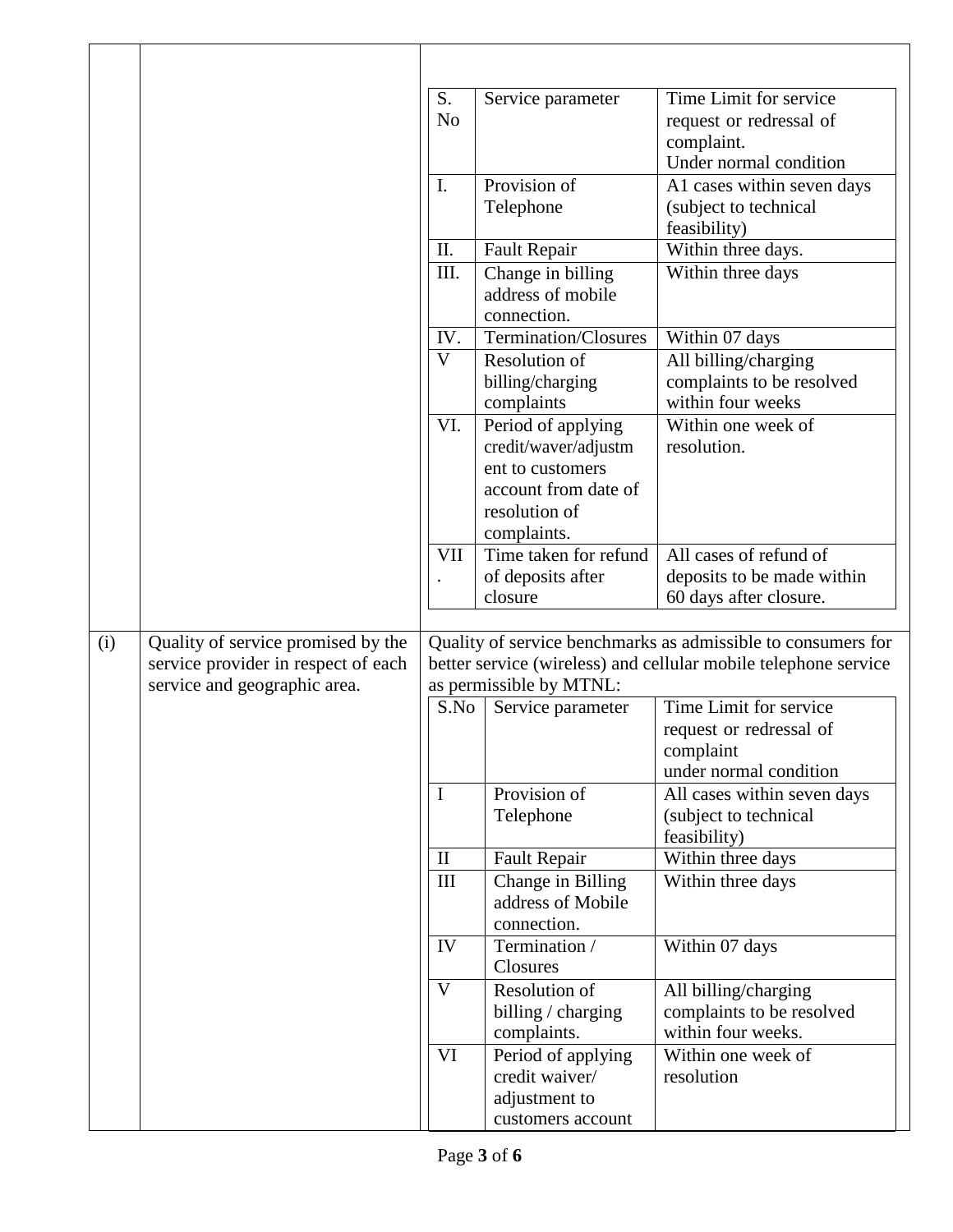| | | |
|---|---|---|
| | | |

| S. No | Service parameter | Time Limit for service request or redressal of complaint. Under normal condition |
|---|---|---|
| I. | Provision of Telephone | A1 cases within seven days (subject to technical feasibility) |
| II. | Fault Repair | Within three days. |
| III. | Change in billing address of mobile connection. | Within three days |
| IV. | Termination/Closures | Within 07 days |
| V | Resolution of billing/charging complaints | All billing/charging complaints to be resolved within four weeks |
| VI. | Period of applying credit/waver/adjustment to customers account from date of resolution of complaints. | Within one week of resolution. |
| VII. | Time taken for refund of deposits after closure | All cases of refund of deposits to be made within 60 days after closure. |

(i) Quality of service promised by the service provider in respect of each service and geographic area.

Quality of service benchmarks as admissible to consumers for better service (wireless) and cellular mobile telephone service as permissible by MTNL:

| S.No | Service parameter | Time Limit for service request or redressal of complaint under normal condition |
|---|---|---|
| I | Provision of Telephone | All cases within seven days (subject to technical feasibility) |
| II | Fault Repair | Within three days |
| III | Change in Billing address of Mobile connection. | Within three days |
| IV | Termination / Closures | Within 07 days |
| V | Resolution of billing / charging complaints. | All billing/charging complaints to be resolved within four weeks. |
| VI | Period of applying credit waiver/ adjustment to customers account | Within one week of resolution |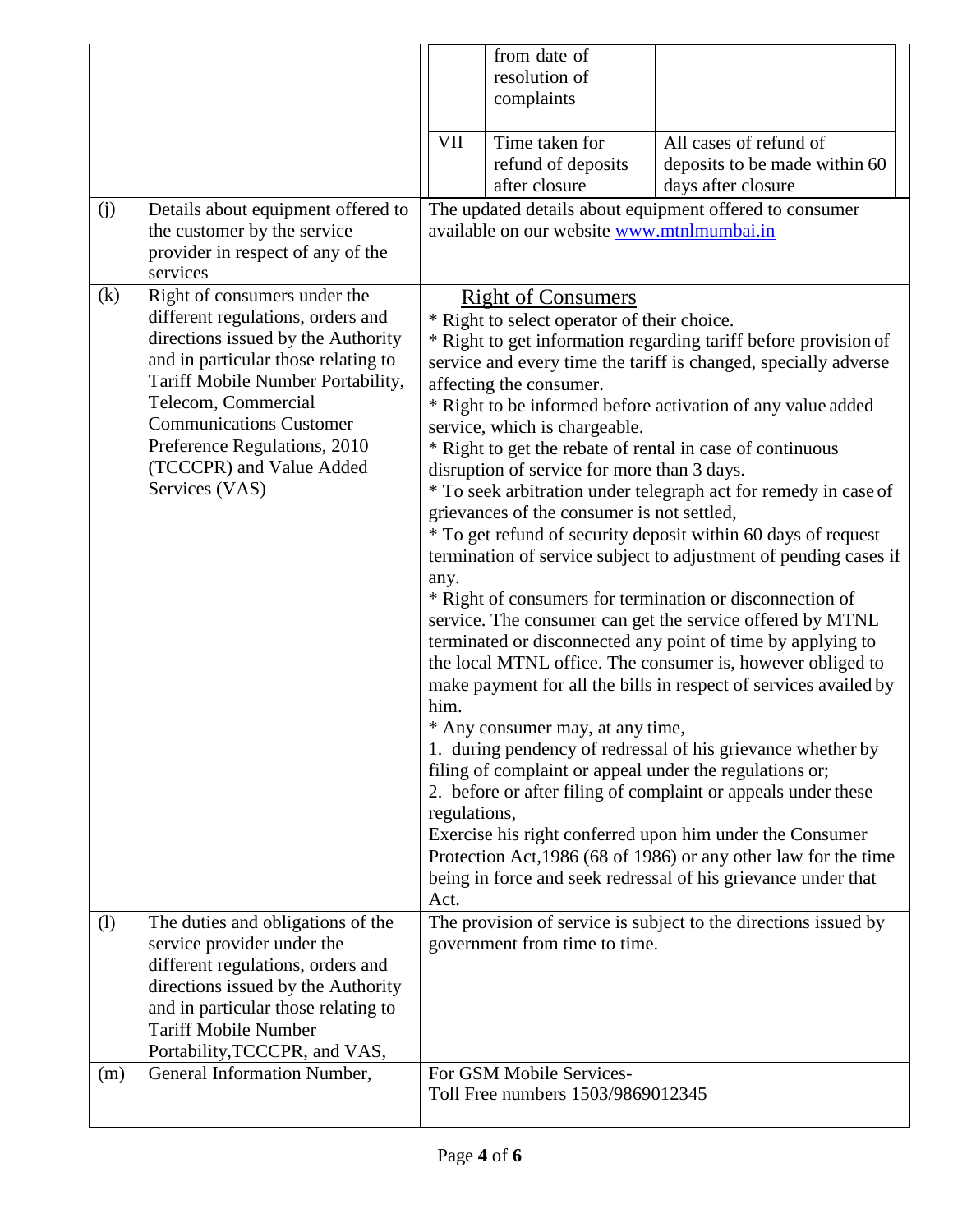| | | | | |
|---|---|---|---|---|
| | | | from date of resolution of complaints | |
| | | VII | Time taken for refund of deposits after closure | All cases of refund of deposits to be made within 60 days after closure |
| (j) | Details about equipment offered to the customer by the service provider in respect of any of the services | The updated details about equipment offered to consumer available on our website [www.mtnlmumbai.in](http://www.mtnlmumbai.in) | | |
| (k) | Right of consumers under the different regulations, orders and directions issued by the Authority and in particular those relating to Tariff Mobile Number Portability, Telecom, Commercial Communications Customer Preference Regulations, 2010 (TCCCPR) and Value Added Services (VAS) | <u>Right of Consumers</u><br>* Right to select operator of their choice.<br>* Right to get information regarding tariff before provision of service and every time the tariff is changed, specially adverse affecting the consumer.<br>* Right to be informed before activation of any value added service, which is chargeable.<br>* Right to get the rebate of rental in case of continuous disruption of service for more than 3 days.<br>* To seek arbitration under telegraph act for remedy in case of grievances of the consumer is not settled,<br>* To get refund of security deposit within 60 days of request termination of service subject to adjustment of pending cases if any.<br>* Right of consumers for termination or disconnection of service. The consumer can get the service offered by MTNL terminated or disconnected any point of time by applying to the local MTNL office. The consumer is, however obliged to make payment for all the bills in respect of services availed by him.<br>* Any consumer may, at any time,<br>1. during pendency of redressal of his grievance whether by filing of complaint or appeal under the regulations or;<br>2. before or after filing of complaint or appeals under these regulations,<br>Exercise his right conferred upon him under the Consumer Protection Act,1986 (68 of 1986) or any other law for the time being in force and seek redressal of his grievance under that Act. | | |
| (l) | The duties and obligations of the service provider under the different regulations, orders and directions issued by the Authority and in particular those relating to Tariff Mobile Number Portability,TCCCPR, and VAS, | The provision of service is subject to the directions issued by government from time to time. | | |
| (m) | General Information Number, | For GSM Mobile Services-<br>Toll Free numbers 1503/9869012345 | | |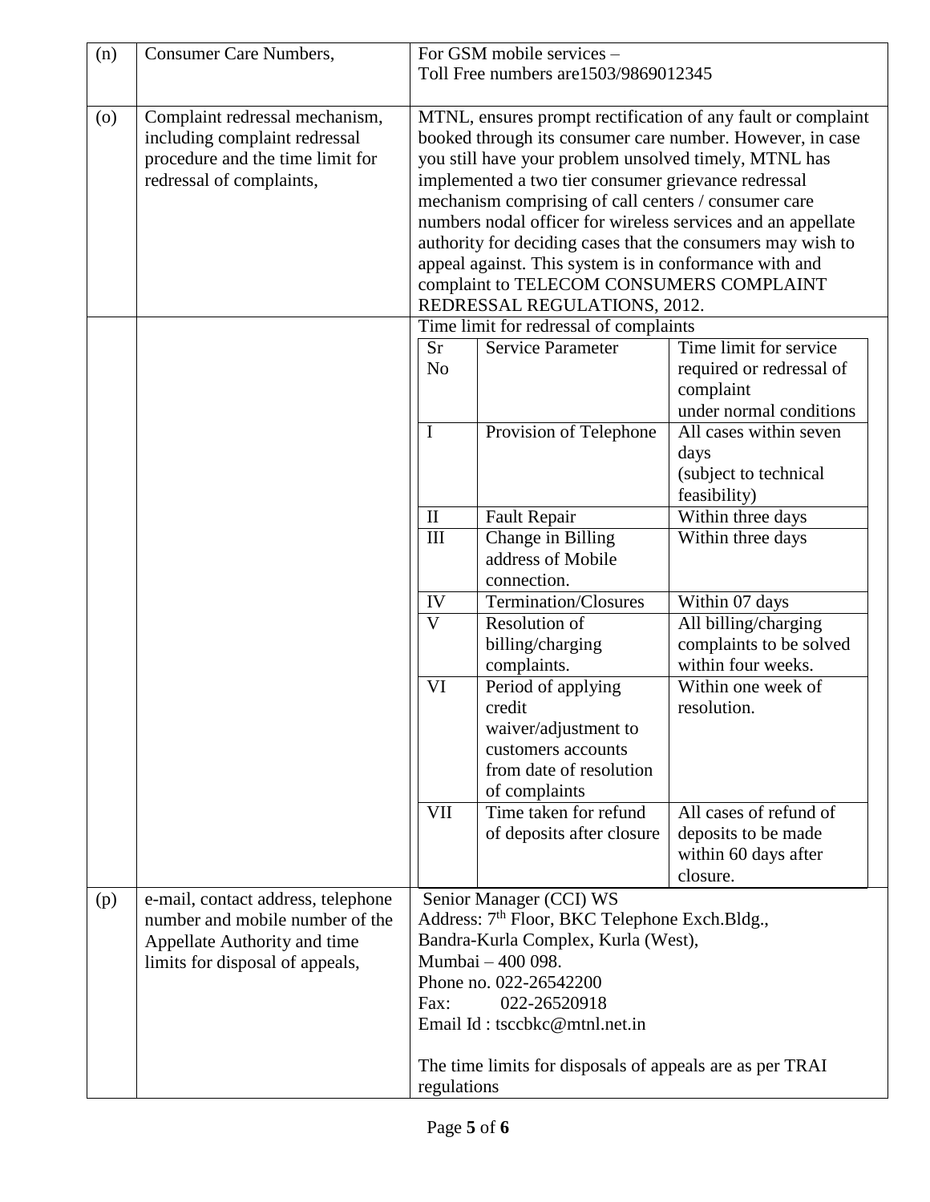| (n) | Consumer Care Numbers, | For GSM mobile services –<br>Toll Free numbers are1503/9869012345 |
|---|---|---|
| (o) | Complaint redressal mechanism, including complaint redressal procedure and the time limit for redressal of complaints, | MTNL, ensures prompt rectification of any fault or complaint booked through its consumer care number. However, in case you still have your problem unsolved timely, MTNL has implemented a two tier consumer grievance redressal mechanism comprising of call centers / consumer care numbers nodal officer for wireless services and an appellate authority for deciding cases that the consumers may wish to appeal against. This system is in conformance with and complaint to TELECOM CONSUMERS COMPLAINT REDRESSAL REGULATIONS, 2012. |
| | | Time limit for redressal of complaints (see table below) |
| (p) | e-mail, contact address, telephone number and mobile number of the Appellate Authority and time limits for disposal of appeals, | Senior Manager (CCI) WS<br>Address: 7th Floor, BKC Telephone Exch.Bldg.,<br>Bandra-Kurla Complex, Kurla (West),<br>Mumbai – 400 098.<br>Phone no. 022-26542200<br>Fax: 022-26520918<br>Email Id : tsccbkc@mtnl.net.in<br><br>The time limits for disposals of appeals are as per TRAI regulations |

Time limit for redressal of complaints

| Sr No | Service Parameter | Time limit for service required or redressal of complaint under normal conditions |
|---|---|---|
| I | Provision of Telephone | All cases within seven days (subject to technical feasibility) |
| II | Fault Repair | Within three days |
| III | Change in Billing address of Mobile connection. | Within three days |
| IV | Termination/Closures | Within 07 days |
| V | Resolution of billing/charging complaints. | All billing/charging complaints to be solved within four weeks. |
| VI | Period of applying credit waiver/adjustment to customers accounts from date of resolution of complaints | Within one week of resolution. |
| VII | Time taken for refund of deposits after closure | All cases of refund of deposits to be made within 60 days after closure. |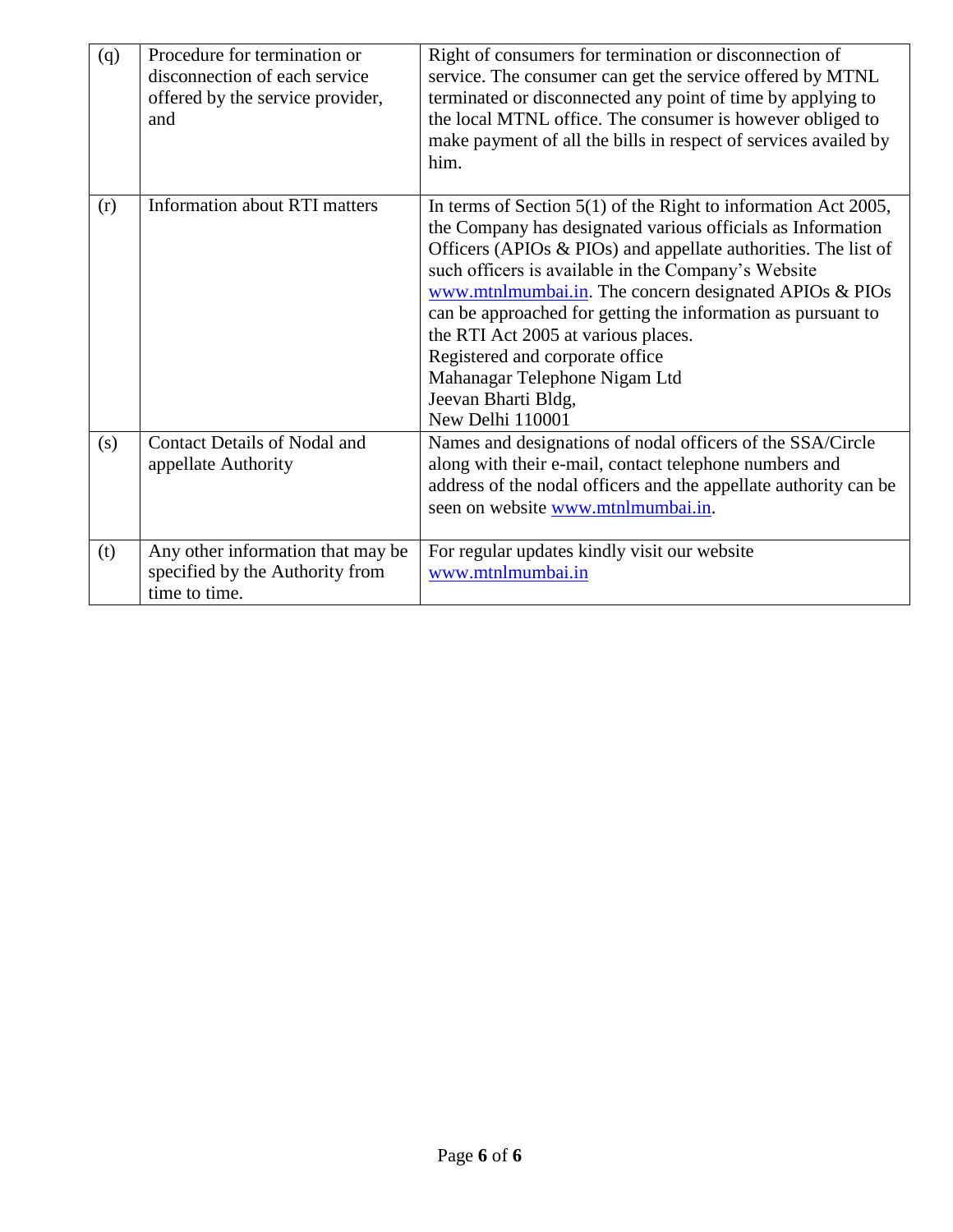| | | |
|---|---|---|
| (q) | Procedure for termination or disconnection of each service offered by the service provider, and | Right of consumers for termination or disconnection of service. The consumer can get the service offered by MTNL terminated or disconnected any point of time by applying to the local MTNL office. The consumer is however obliged to make payment of all the bills in respect of services availed by him. |
| (r) | Information about RTI matters | In terms of Section 5(1) of the Right to information Act 2005, the Company has designated various officials as Information Officers (APIOs & PIOs) and appellate authorities. The list of such officers is available in the Company's Website www.mtnlmumbai.in. The concern designated APIOs & PIOs can be approached for getting the information as pursuant to the RTI Act 2005 at various places.<br>Registered and corporate office<br>Mahanagar Telephone Nigam Ltd<br>Jeevan Bharti Bldg,<br>New Delhi 110001 |
| (s) | Contact Details of Nodal and appellate Authority | Names and designations of nodal officers of the SSA/Circle along with their e-mail, contact telephone numbers and address of the nodal officers and the appellate authority can be seen on website www.mtnlmumbai.in. |
| (t) | Any other information that may be specified by the Authority from time to time. | For regular updates kindly visit our website www.mtnlmumbai.in |